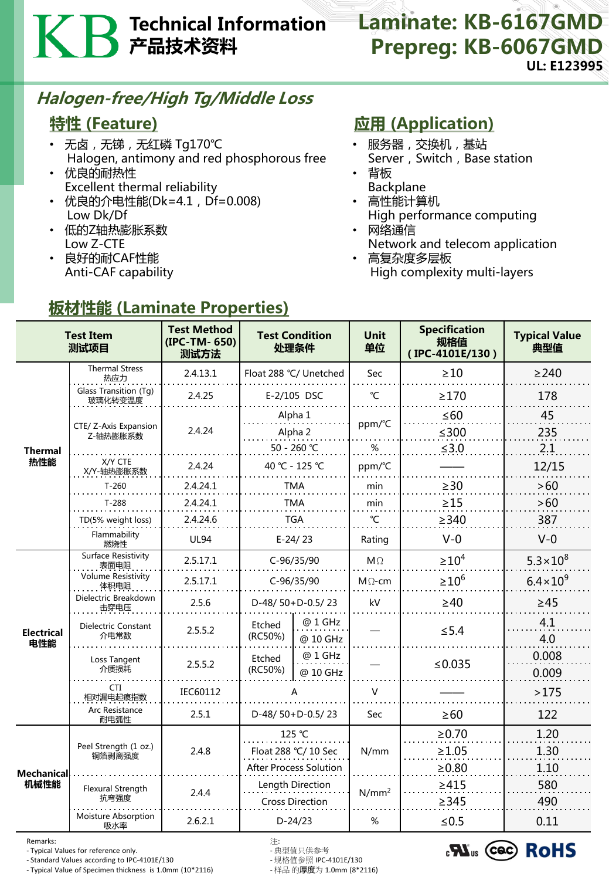# KB Technical Information 产品技术资料

## Laminate: KB-6167GMD
## Prepreg: KB-6067GMD

**UL: E123995**

## *Halogen-free/High Tg/Middle Loss*

### 特性 (Feature)

- 无卤，无锑，无红磷 Tg170℃
  Halogen, antimony and red phosphorous free
- 优良的耐热性
  Excellent thermal reliability
- 优良的介电性能(Dk=4.1，Df=0.008)
  Low Dk/Df
- 低的Z轴热膨胀系数
  Low Z-CTE
- 良好的耐CAF性能
  Anti-CAF capability

### 应用 (Application)

- 服务器，交换机，基站
  Server，Switch，Base station
- 背板
  Backplane
- 高性能计算机
  High performance computing
- 网络通信
  Network and telecom application
- 高复杂度多层板
  High complexity multi-layers

### 板材性能 (Laminate Properties)

| Test Item 测试项目 | | Test Method (IPC-TM- 650) 测试方法 | Test Condition 处理条件 | | Unit 单位 | Specification 规格值 ( IPC-4101E/130 ) | Typical Value 典型值 |
|---|---|---|---|---|---|---|---|
| Thermal 热性能 | Thermal Stress 热应力 | 2.4.13.1 | Float 288 ℃/ Unetched | | Sec | ≥10 | ≥240 |
| | Glass Transition (Tg) 玻璃化转变温度 | 2.4.25 | E-2/105 DSC | | ℃ | ≥170 | 178 |
| | CTE/ Z-Axis Expansion Z-轴热膨胀系数 | 2.4.24 | Alpha 1 | | ppm/℃ | ≤60 | 45 |
| | | | Alpha 2 | | ppm/℃ | ≤300 | 235 |
| | | | 50 - 260 ℃ | | % | ≤3.0 | 2.1 |
| | X/Y CTE X/Y-轴热膨胀系数 | 2.4.24 | 40 ℃ - 125 ℃ | | ppm/℃ | —— | 12/15 |
| | T-260 | 2.4.24.1 | TMA | | min | ≥30 | >60 |
| | T-288 | 2.4.24.1 | TMA | | min | ≥15 | >60 |
| | TD(5% weight loss) | 2.4.24.6 | TGA | | ℃ | ≥340 | 387 |
| | Flammability 燃烧性 | UL94 | E-24/ 23 | | Rating | V-0 | V-0 |
| Electrical 电性能 | Surface Resistivity 表面电阻 | 2.5.17.1 | C-96/35/90 | | MΩ | ≥$10^4$ | 5.3×$10^8$ |
| | Volume Resistivity 体积电阻 | 2.5.17.1 | C-96/35/90 | | MΩ-cm | ≥$10^6$ | 6.4×$10^9$ |
| | Dielectric Breakdown 击穿电压 | 2.5.6 | D-48/ 50+D-0.5/ 23 | | kV | ≥40 | ≥45 |
| | Dielectric Constant 介电常数 | 2.5.5.2 | Etched (RC50%) | @ 1 GHz | — | ≤5.4 | 4.1 |
| | | | | @ 10 GHz | | | 4.0 |
| | Loss Tangent 介质损耗 | 2.5.5.2 | Etched (RC50%) | @ 1 GHz | — | ≤0.035 | 0.008 |
| | | | | @ 10 GHz | | | 0.009 |
| | CTI 相对漏电起痕指数 | IEC60112 | A | | V | —— | >175 |
| | Arc Resistance 耐电弧性 | 2.5.1 | D-48/ 50+D-0.5/ 23 | | Sec | ≥60 | 122 |
| Mechanical 机械性能 | Peel Strength (1 oz.) 铜箔剥离强度 | 2.4.8 | 125 ℃ | | N/mm | ≥0.70 | 1.20 |
| | | | Float 288 ℃/ 10 Sec | | N/mm | ≥1.05 | 1.30 |
| | | | After Process Solution | | N/mm | ≥0.80 | 1.10 |
| | Flexural Strength 抗弯强度 | 2.4.4 | Length Direction | | N/mm$^2$ | ≥415 | 580 |
| | | | Cross Direction | | N/mm$^2$ | ≥345 | 490 |
| | Moisture Absorption 吸水率 | 2.6.2.1 | D-24/23 | | % | ≤0.5 | 0.11 |

Remarks:
- Typical Values for reference only.
- Standard Values according to IPC-4101E/130
- Typical Value of Specimen thickness is 1.0mm (10*2116)

注:
- 典型值只供参考
- 规格值参照 IPC-4101E/130
- 样品 的**厚度**为 1.0mm (8*2116)

cULus CQC RoHS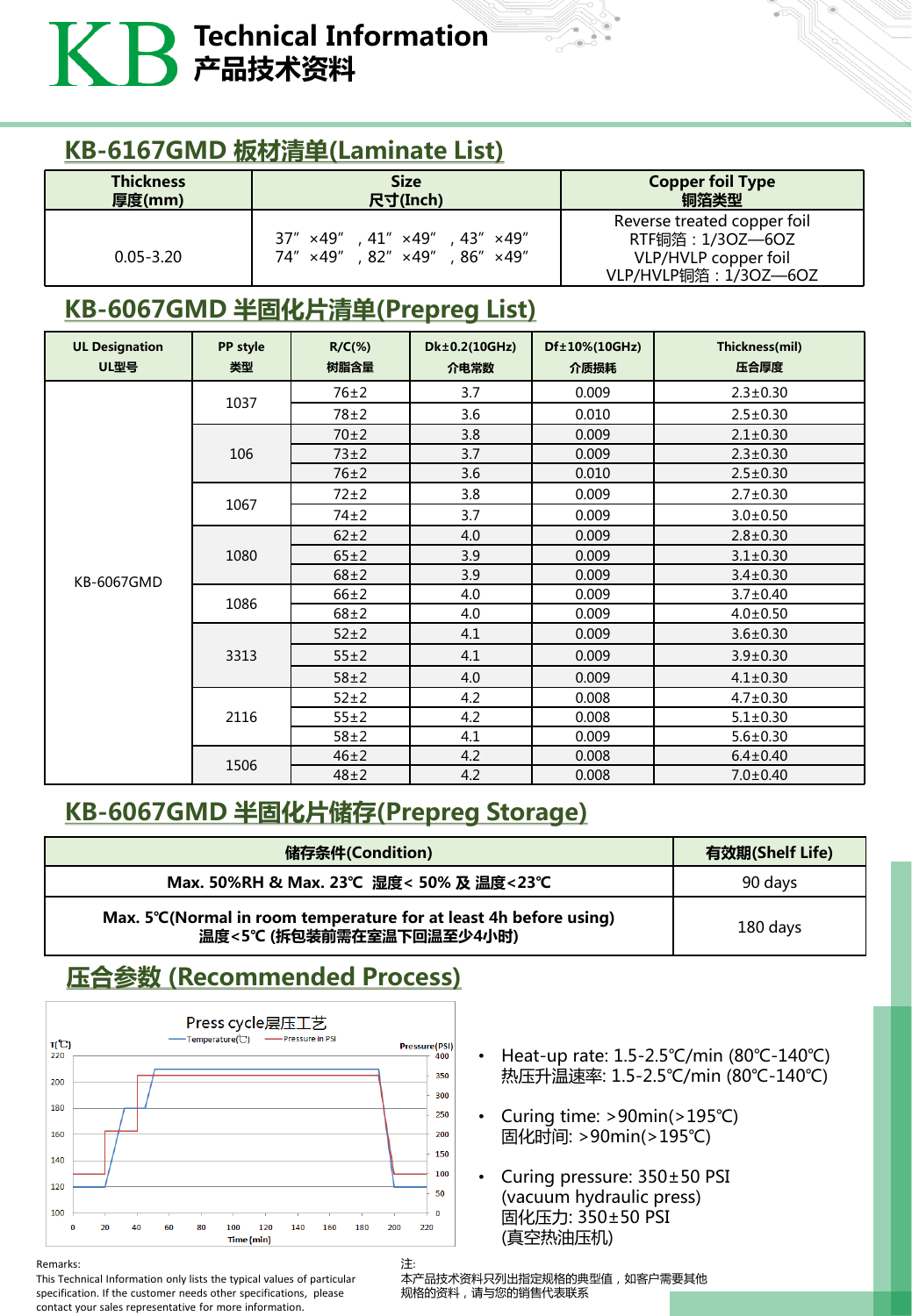# KB Technical Information 产品技术资料

## KB-6167GMD 板材清单(Laminate List)

| Thickness 厚度(mm) | Size 尺寸(Inch) | Copper foil Type 铜箔类型 |
|---|---|---|
| 0.05-3.20 | 37″ ×49″ ，41″ ×49″ ，43″ ×49″ 74″ ×49″ ，82″ ×49″ ，86″ ×49″ | Reverse treated copper foil RTF铜箔：1/3OZ—6OZ VLP/HVLP copper foil VLP/HVLP铜箔：1/3OZ—6OZ |

## KB-6067GMD 半固化片清单(Prepreg List)

| UL Designation UL型号 | PP style 类型 | R/C(%) 树脂含量 | Dk±0.2(10GHz) 介电常数 | Df±10%(10GHz) 介质损耗 | Thickness(mil) 压合厚度 |
|---|---|---|---|---|---|
| KB-6067GMD | 1037 | 76±2 | 3.7 | 0.009 | 2.3±0.30 |
| | | 78±2 | 3.6 | 0.010 | 2.5±0.30 |
| | 106 | 70±2 | 3.8 | 0.009 | 2.1±0.30 |
| | | 73±2 | 3.7 | 0.009 | 2.3±0.30 |
| | | 76±2 | 3.6 | 0.010 | 2.5±0.30 |
| | 1067 | 72±2 | 3.8 | 0.009 | 2.7±0.30 |
| | | 74±2 | 3.7 | 0.009 | 3.0±0.50 |
| | 1080 | 62±2 | 4.0 | 0.009 | 2.8±0.30 |
| | | 65±2 | 3.9 | 0.009 | 3.1±0.30 |
| | | 68±2 | 3.9 | 0.009 | 3.4±0.30 |
| | 1086 | 66±2 | 4.0 | 0.009 | 3.7±0.40 |
| | | 68±2 | 4.0 | 0.009 | 4.0±0.50 |
| | 3313 | 52±2 | 4.1 | 0.009 | 3.6±0.30 |
| | | 55±2 | 4.1 | 0.009 | 3.9±0.30 |
| | | 58±2 | 4.0 | 0.009 | 4.1±0.30 |
| | 2116 | 52±2 | 4.2 | 0.008 | 4.7±0.30 |
| | | 55±2 | 4.2 | 0.008 | 5.1±0.30 |
| | | 58±2 | 4.1 | 0.009 | 5.6±0.30 |
| | 1506 | 46±2 | 4.2 | 0.008 | 6.4±0.40 |
| | | 48±2 | 4.2 | 0.008 | 7.0±0.40 |

## KB-6067GMD 半固化片储存(Prepreg Storage)

| 储存条件(Condition) | 有效期(Shelf Life) |
|---|---|
| Max. 50%RH & Max. 23℃ 湿度< 50% 及 温度<23℃ | 90 days |
| Max. 5℃(Normal in room temperature for at least 4h before using) 温度<5℃ (拆包装前需在室温下回温至少4小时) | 180 days |

## 压合参数 (Recommended Process)

Press cycle层压工艺

Temperature(℃)　Pressure in PSI

T(℃)
220
200
180
160
140
120
100

Pressure(PSI)
400
350
300
250
200
150
100
50
0

0 20 40 60 80 100 120 140 160 180 200 220
Time(min)

- Heat-up rate: 1.5-2.5℃/min (80℃-140℃)
  热压升温速率: 1.5-2.5℃/min (80℃-140℃)
- Curing time: >90min(>195℃)
  固化时间: >90min(>195℃)
- Curing pressure: 350±50 PSI
  (vacuum hydraulic press)
  固化压力: 350±50 PSI
  (真空热油压机)

Remarks:
This Technical Information only lists the typical values of particular specification. If the customer needs other specifications, please contact your sales representative for more information.

注:
本产品技术资料只列出指定规格的典型值，如客户需要其他规格的资料，请与您的销售代表联系